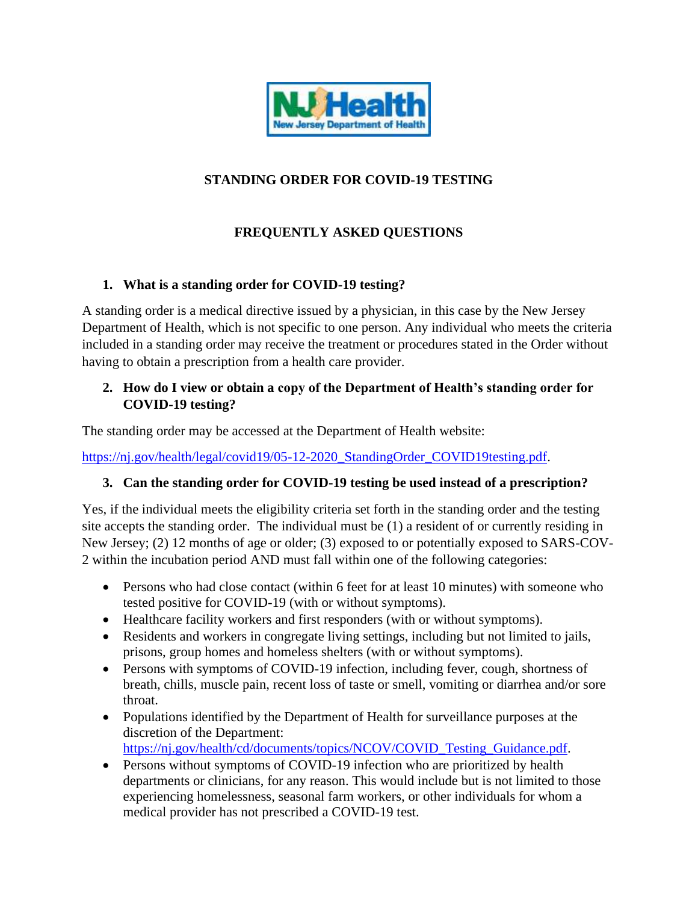# STANDING ORDER FOR COVID-19 TESTING

## FREQUENTLY ASKED QUESTIONS

### 1. What is a standing order for COVID-19 testing?

A standing order is a medical directive issued by a physician, in this case by the New Jersey Department of Health, which is not specific to one person. Any individual who meets the criteria included in a standing order may receive the treatment or procedures stated in the Order without having to obtain a prescription from a health care provider.

### 2. How do I view or obtain a copy of the Department of Health's standing order for COVID-19 testing?

The standing order may be accessed at the Department of Health website:

https://nj.gov/health/legal/covid19/05-12-2020_StandingOrder_COVID19testing.pdf.

### 3. Can the standing order for COVID-19 testing be used instead of a prescription?

Yes, if the individual meets the eligibility criteria set forth in the standing order and the testing site accepts the standing order. The individual must be (1) a resident of or currently residing in New Jersey; (2) 12 months of age or older; (3) exposed to or potentially exposed to SARS-COV-2 within the incubation period AND must fall within one of the following categories:

- Persons who had close contact (within 6 feet for at least 10 minutes) with someone who tested positive for COVID-19 (with or without symptoms).
- Healthcare facility workers and first responders (with or without symptoms).
- Residents and workers in congregate living settings, including but not limited to jails, prisons, group homes and homeless shelters (with or without symptoms).
- Persons with symptoms of COVID-19 infection, including fever, cough, shortness of breath, chills, muscle pain, recent loss of taste or smell, vomiting or diarrhea and/or sore throat.
- Populations identified by the Department of Health for surveillance purposes at the discretion of the Department: https://nj.gov/health/cd/documents/topics/NCOV/COVID_Testing_Guidance.pdf.
- Persons without symptoms of COVID-19 infection who are prioritized by health departments or clinicians, for any reason. This would include but is not limited to those experiencing homelessness, seasonal farm workers, or other individuals for whom a medical provider has not prescribed a COVID-19 test.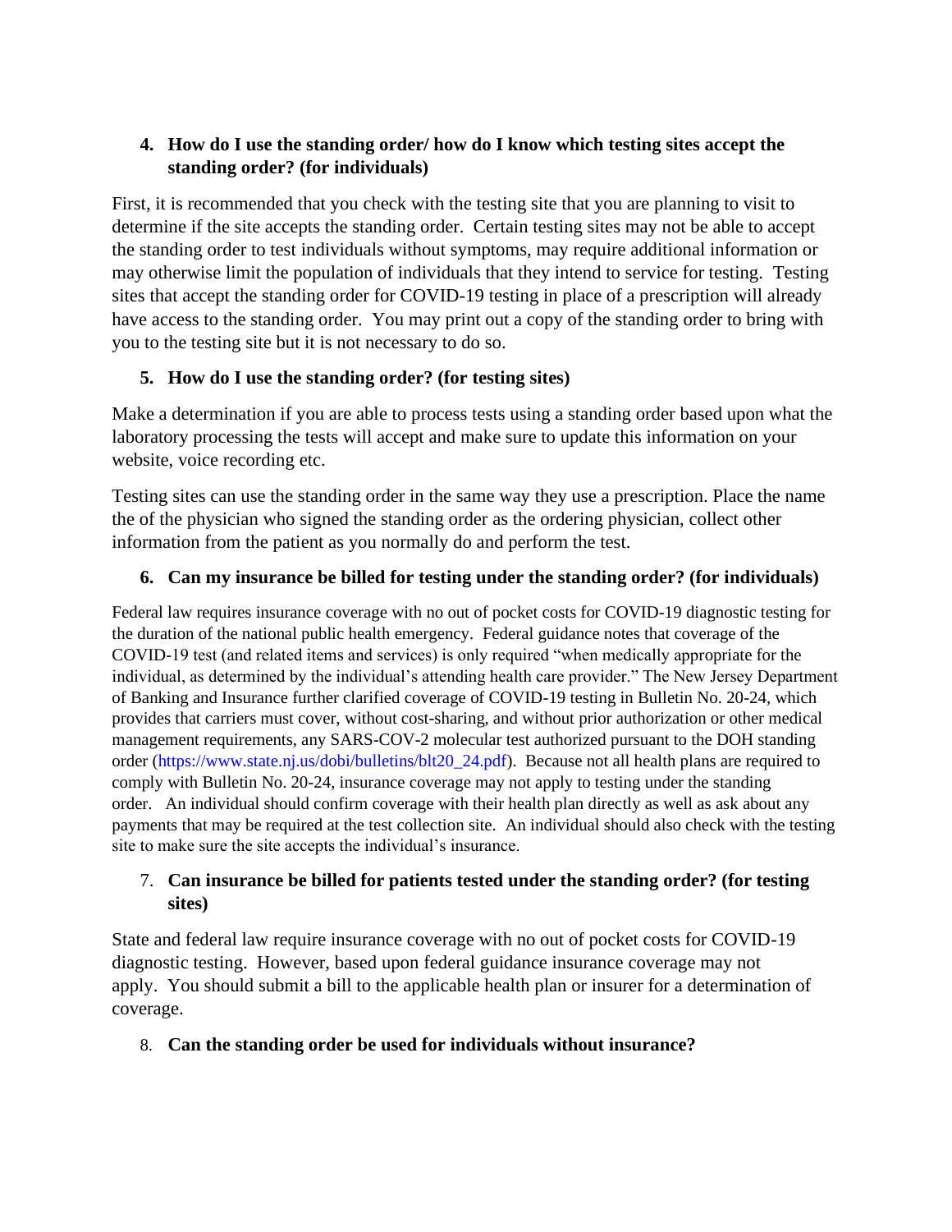### 4. How do I use the standing order/ how do I know which testing sites accept the standing order? (for individuals)

First, it is recommended that you check with the testing site that you are planning to visit to determine if the site accepts the standing order. Certain testing sites may not be able to accept the standing order to test individuals without symptoms, may require additional information or may otherwise limit the population of individuals that they intend to service for testing. Testing sites that accept the standing order for COVID-19 testing in place of a prescription will already have access to the standing order. You may print out a copy of the standing order to bring with you to the testing site but it is not necessary to do so.

### 5. How do I use the standing order? (for testing sites)

Make a determination if you are able to process tests using a standing order based upon what the laboratory processing the tests will accept and make sure to update this information on your website, voice recording etc.

Testing sites can use the standing order in the same way they use a prescription. Place the name the of the physician who signed the standing order as the ordering physician, collect other information from the patient as you normally do and perform the test.

### 6. Can my insurance be billed for testing under the standing order? (for individuals)

Federal law requires insurance coverage with no out of pocket costs for COVID-19 diagnostic testing for the duration of the national public health emergency. Federal guidance notes that coverage of the COVID-19 test (and related items and services) is only required "when medically appropriate for the individual, as determined by the individual's attending health care provider." The New Jersey Department of Banking and Insurance further clarified coverage of COVID-19 testing in Bulletin No. 20-24, which provides that carriers must cover, without cost-sharing, and without prior authorization or other medical management requirements, any SARS-COV-2 molecular test authorized pursuant to the DOH standing order (https://www.state.nj.us/dobi/bulletins/blt20_24.pdf). Because not all health plans are required to comply with Bulletin No. 20-24, insurance coverage may not apply to testing under the standing order. An individual should confirm coverage with their health plan directly as well as ask about any payments that may be required at the test collection site. An individual should also check with the testing site to make sure the site accepts the individual's insurance.

### 7. Can insurance be billed for patients tested under the standing order? (for testing sites)

State and federal law require insurance coverage with no out of pocket costs for COVID-19 diagnostic testing. However, based upon federal guidance insurance coverage may not apply. You should submit a bill to the applicable health plan or insurer for a determination of coverage.

### 8. Can the standing order be used for individuals without insurance?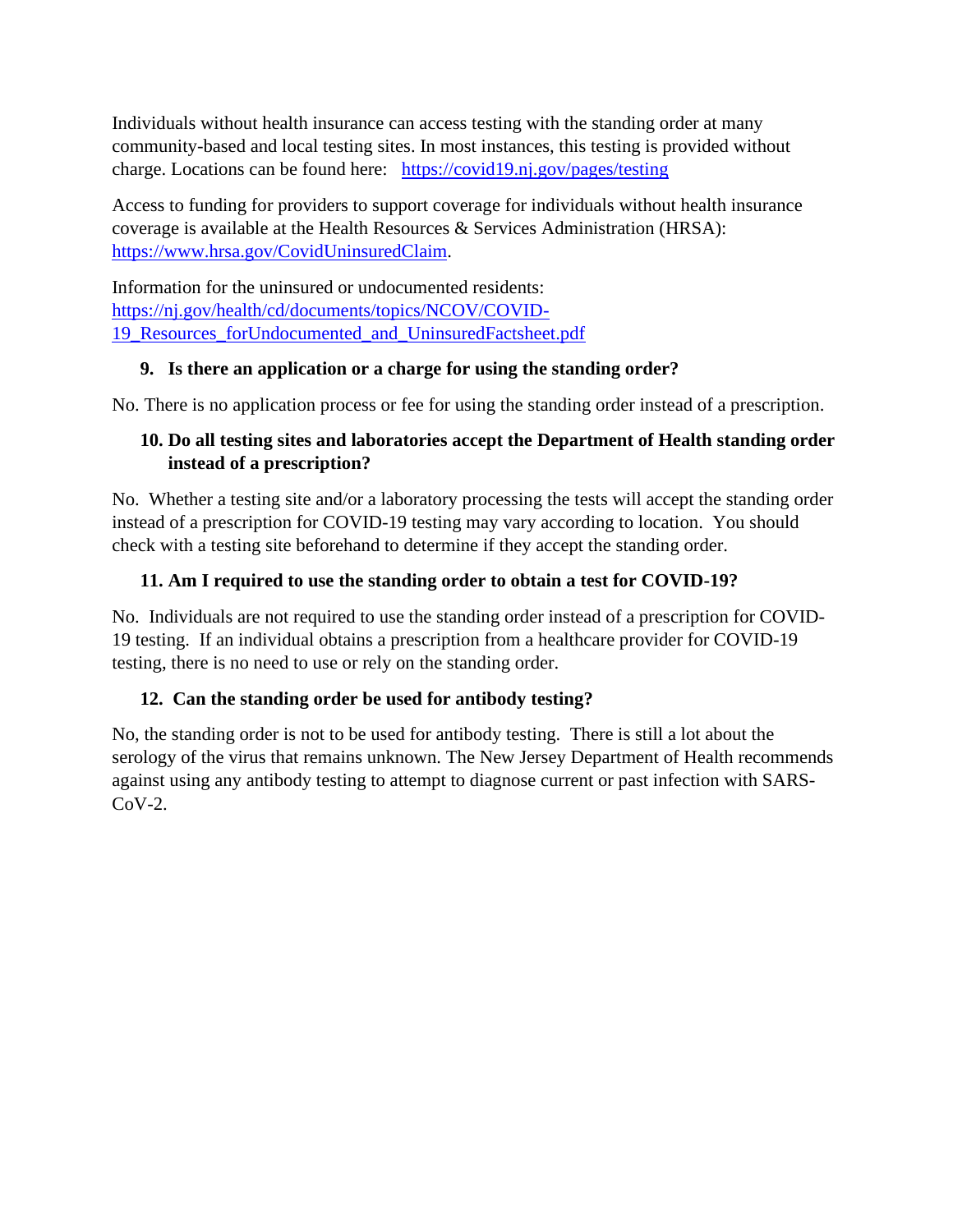Individuals without health insurance can access testing with the standing order at many community-based and local testing sites. In most instances, this testing is provided without charge. Locations can be found here: https://covid19.nj.gov/pages/testing

Access to funding for providers to support coverage for individuals without health insurance coverage is available at the Health Resources & Services Administration (HRSA): https://www.hrsa.gov/CovidUninsuredClaim.

Information for the uninsured or undocumented residents: https://nj.gov/health/cd/documents/topics/NCOV/COVID-19_Resources_forUndocumented_and_UninsuredFactsheet.pdf

**9. Is there an application or a charge for using the standing order?**

No. There is no application process or fee for using the standing order instead of a prescription.

**10. Do all testing sites and laboratories accept the Department of Health standing order instead of a prescription?**

No. Whether a testing site and/or a laboratory processing the tests will accept the standing order instead of a prescription for COVID-19 testing may vary according to location. You should check with a testing site beforehand to determine if they accept the standing order.

**11. Am I required to use the standing order to obtain a test for COVID-19?**

No. Individuals are not required to use the standing order instead of a prescription for COVID-19 testing. If an individual obtains a prescription from a healthcare provider for COVID-19 testing, there is no need to use or rely on the standing order.

**12. Can the standing order be used for antibody testing?**

No, the standing order is not to be used for antibody testing. There is still a lot about the serology of the virus that remains unknown. The New Jersey Department of Health recommends against using any antibody testing to attempt to diagnose current or past infection with SARS-CoV-2.